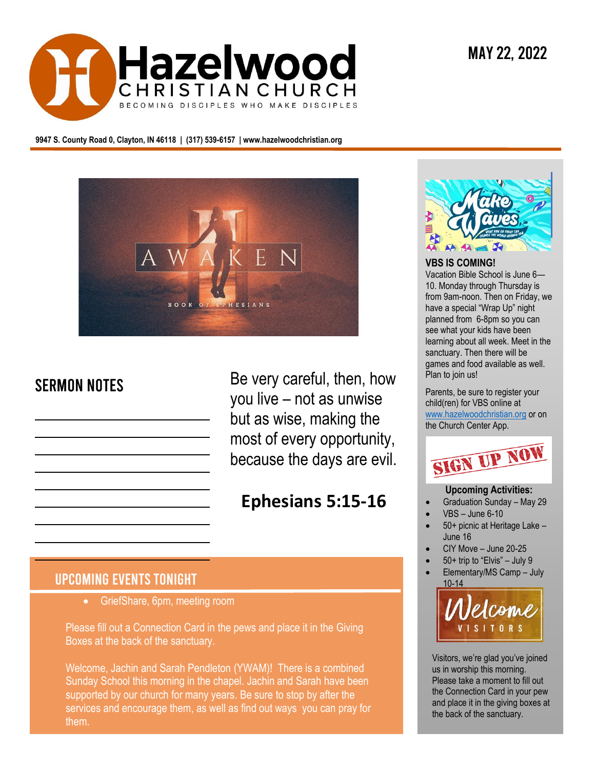# Hazelwood CHRISTIAN CHURCH

BECOMING DISCIPLES WHO MAKE DISCIPLES

MAY 22, 2022

9947 S. County Road 0, Clayton, IN 46118 | (317) 539-6157 | www.hazelwoodchristian.org

AWAKEN

BOOK OF EPHESIANS

## SERMON NOTES

Be very careful, then, how you live – not as unwise but as wise, making the most of every opportunity, because the days are evil.

**Ephesians 5:15-16**

## UPCOMING EVENTS TONIGHT

- GriefShare, 6pm, meeting room

Please fill out a Connection Card in the pews and place it in the Giving Boxes at the back of the sanctuary.

Welcome, Jachin and Sarah Pendleton (YWAM)! There is a combined Sunday School this morning in the chapel. Jachin and Sarah have been supported by our church for many years. Be sure to stop by after the services and encourage them, as well as find out ways you can pray for them.

Make Waves

**VBS IS COMING!**

Vacation Bible School is June 6—10. Monday through Thursday is from 9am-noon. Then on Friday, we have a special "Wrap Up" night planned from 6-8pm so you can see what your kids have been learning about all week. Meet in the sanctuary. Then there will be games and food available as well. Plan to join us!

Parents, be sure to register your child(ren) for VBS online at www.hazelwoodchristian.org or on the Church Center App.

SIGN UP NOW

**Upcoming Activities:**

- Graduation Sunday – May 29
- VBS – June 6-10
- 50+ picnic at Heritage Lake – June 16
- CIY Move – June 20-25
- 50+ trip to "Elvis" – July 9
- Elementary/MS Camp – July 10-14

Welcome VISITORS

Visitors, we're glad you've joined us in worship this morning. Please take a moment to fill out the Connection Card in your pew and place it in the giving boxes at the back of the sanctuary.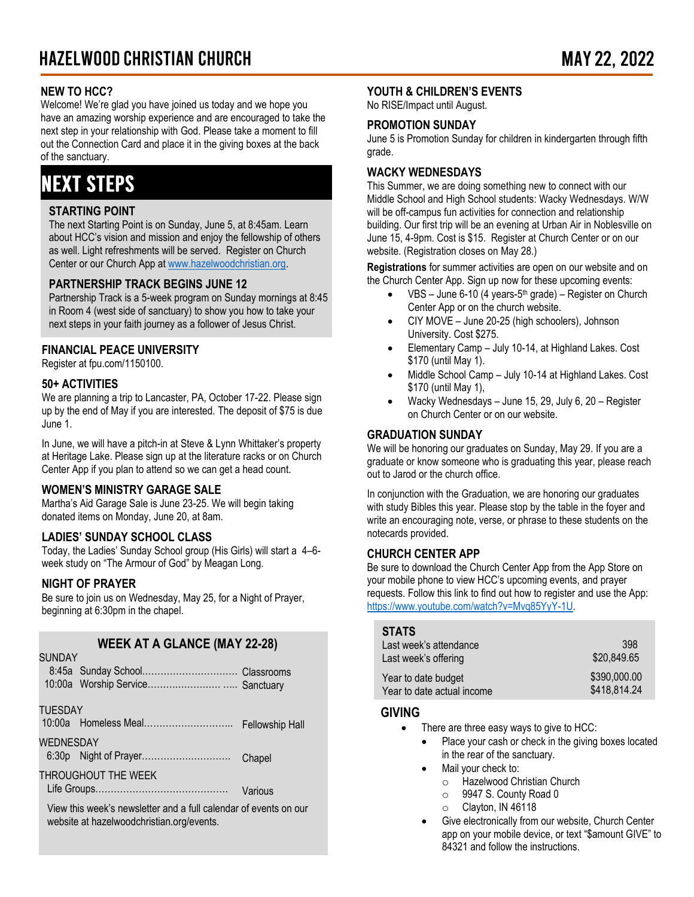# HAZELWOOD CHRISTIAN CHURCH

# MAY 22, 2022

### NEW TO HCC?

Welcome! We're glad you have joined us today and we hope you have an amazing worship experience and are encouraged to take the next step in your relationship with God. Please take a moment to fill out the Connection Card and place it in the giving boxes at the back of the sanctuary.

## NEXT STEPS

### STARTING POINT

The next Starting Point is on Sunday, June 5, at 8:45am. Learn about HCC's vision and mission and enjoy the fellowship of others as well. Light refreshments will be served. Register on Church Center or our Church App at www.hazelwoodchristian.org.

### PARTNERSHIP TRACK BEGINS JUNE 12

Partnership Track is a 5-week program on Sunday mornings at 8:45 in Room 4 (west side of sanctuary) to show you how to take your next steps in your faith journey as a follower of Jesus Christ.

### FINANCIAL PEACE UNIVERSITY

Register at fpu.com/1150100.

### 50+ ACTIVITIES

We are planning a trip to Lancaster, PA, October 17-22. Please sign up by the end of May if you are interested. The deposit of $75 is due June 1.

In June, we will have a pitch-in at Steve & Lynn Whittaker's property at Heritage Lake. Please sign up at the literature racks or on Church Center App if you plan to attend so we can get a head count.

### WOMEN'S MINISTRY GARAGE SALE

Martha's Aid Garage Sale is June 23-25. We will begin taking donated items on Monday, June 20, at 8am.

### LADIES' SUNDAY SCHOOL CLASS

Today, the Ladies' Sunday School group (His Girls) will start a 4–6-week study on "The Armour of God" by Meagan Long.

### NIGHT OF PRAYER

Be sure to join us on Wednesday, May 25, for a Night of Prayer, beginning at 6:30pm in the chapel.

### WEEK AT A GLANCE (MAY 22-28)

SUNDAY

| | |
|---|---|
| 8:45a Sunday School | Classrooms |
| 10:00a Worship Service | Sanctuary |

TUESDAY

| | |
|---|---|
| 10:00a Homeless Meal | Fellowship Hall |

WEDNESDAY

| | |
|---|---|
| 6:30p Night of Prayer | Chapel |

THROUGHOUT THE WEEK

| | |
|---|---|
| Life Groups | Various |

View this week's newsletter and a full calendar of events on our website at hazelwoodchristian.org/events.

### YOUTH & CHILDREN'S EVENTS

No RISE/Impact until August.

### PROMOTION SUNDAY

June 5 is Promotion Sunday for children in kindergarten through fifth grade.

### WACKY WEDNESDAYS

This Summer, we are doing something new to connect with our Middle School and High School students: Wacky Wednesdays. W/W will be off-campus fun activities for connection and relationship building. Our first trip will be an evening at Urban Air in Noblesville on June 15, 4-9pm. Cost is $15. Register at Church Center or on our website. (Registration closes on May 28.)

**Registrations** for summer activities are open on our website and on the Church Center App. Sign up now for these upcoming events:

- VBS – June 6-10 (4 years-5th grade) – Register on Church Center App or on the church website.
- CIY MOVE – June 20-25 (high schoolers), Johnson University. Cost $275.
- Elementary Camp – July 10-14, at Highland Lakes. Cost $170 (until May 1).
- Middle School Camp – July 10-14 at Highland Lakes. Cost $170 (until May 1),
- Wacky Wednesdays – June 15, 29, July 6, 20 – Register on Church Center or on our website.

### GRADUATION SUNDAY

We will be honoring our graduates on Sunday, May 29. If you are a graduate or know someone who is graduating this year, please reach out to Jarod or the church office.

In conjunction with the Graduation, we are honoring our graduates with study Bibles this year. Please stop by the table in the foyer and write an encouraging note, verse, or phrase to these students on the notecards provided.

### CHURCH CENTER APP

Be sure to download the Church Center App from the App Store on your mobile phone to view HCC's upcoming events, and prayer requests. Follow this link to find out how to register and use the App: https://www.youtube.com/watch?v=Mvq85YyY-1U.

### STATS

| | |
|---|---|
| Last week's attendance | 398 |
| Last week's offering | $20,849.65 |
| Year to date budget | $390,000.00 |
| Year to date actual income | $418,814.24 |

### GIVING

- There are three easy ways to give to HCC:
  - Place your cash or check in the giving boxes located in the rear of the sanctuary.
  - Mail your check to:
    - Hazelwood Christian Church
    - 9947 S. County Road 0
    - Clayton, IN 46118
  - Give electronically from our website, Church Center app on your mobile device, or text "$amount GIVE" to 84321 and follow the instructions.